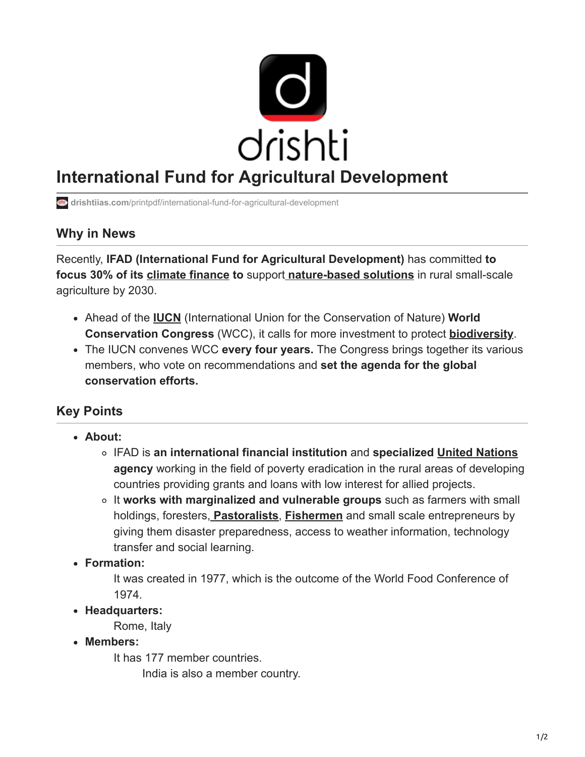drishti

# International Fund for Agricultural Development

drishtiias.com/printpdf/international-fund-for-agricultural-development

## Why in News

Recently, **IFAD (International Fund for Agricultural Development)** has committed **to focus 30% of its climate finance to** support **nature-based solutions** in rural small-scale agriculture by 2030.

- Ahead of the **IUCN** (International Union for the Conservation of Nature) **World Conservation Congress** (WCC), it calls for more investment to protect **biodiversity**.
- The IUCN convenes WCC **every four years.** The Congress brings together its various members, who vote on recommendations and **set the agenda for the global conservation efforts.**

## Key Points

- **About:**
  - IFAD is **an international financial institution** and **specialized United Nations agency** working in the field of poverty eradication in the rural areas of developing countries providing grants and loans with low interest for allied projects.
  - It **works with marginalized and vulnerable groups** such as farmers with small holdings, foresters, **Pastoralists**, **Fishermen** and small scale entrepreneurs by giving them disaster preparedness, access to weather information, technology transfer and social learning.
- **Formation:**
  - It was created in 1977, which is the outcome of the World Food Conference of 1974.
- **Headquarters:**
  - Rome, Italy
- **Members:**
  - It has 177 member countries.
    - India is also a member country.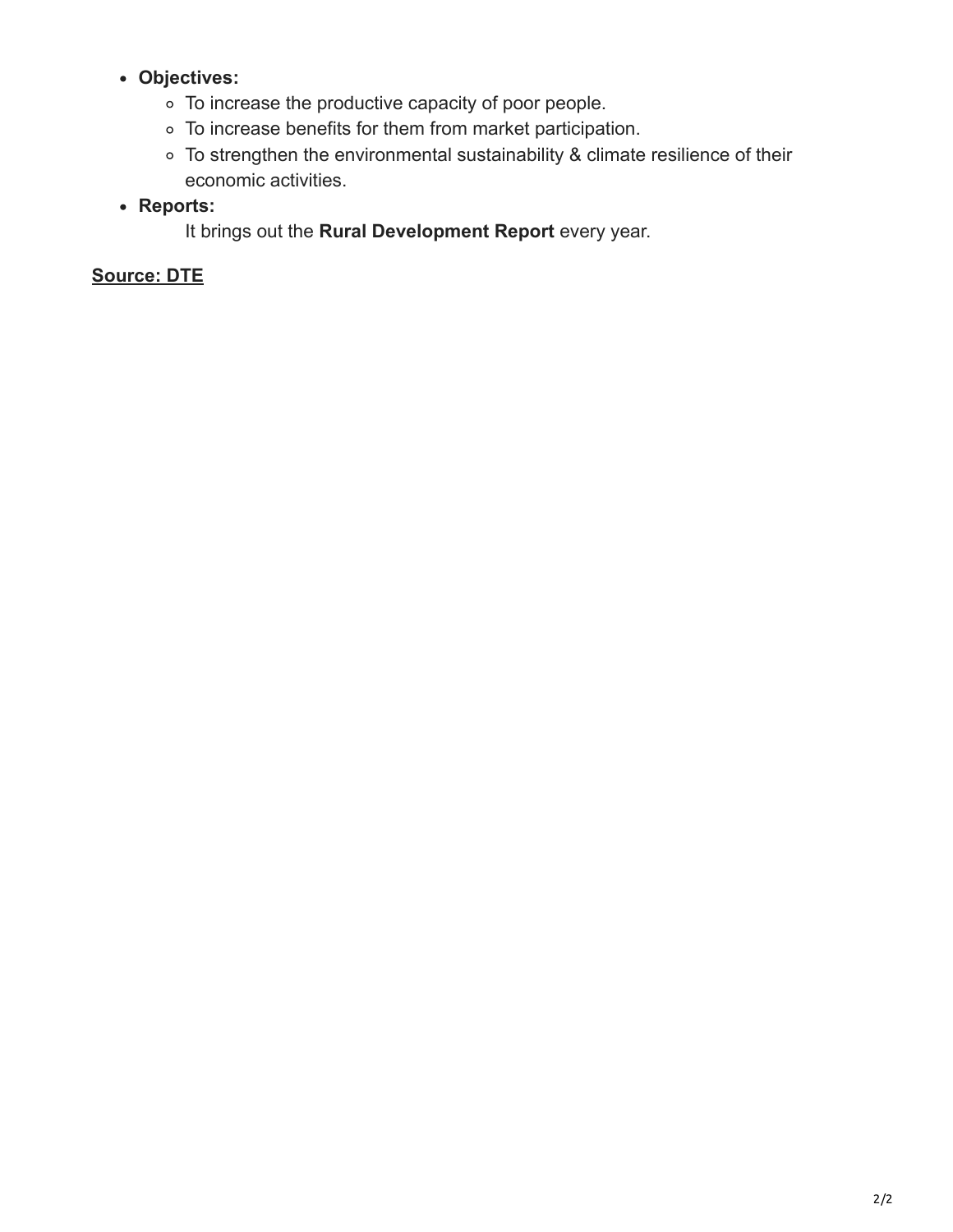- **Objectives:**
  - To increase the productive capacity of poor people.
  - To increase benefits for them from market participation.
  - To strengthen the environmental sustainability & climate resilience of their economic activities.
- **Reports:**

  It brings out the **Rural Development Report** every year.

**Source: DTE**